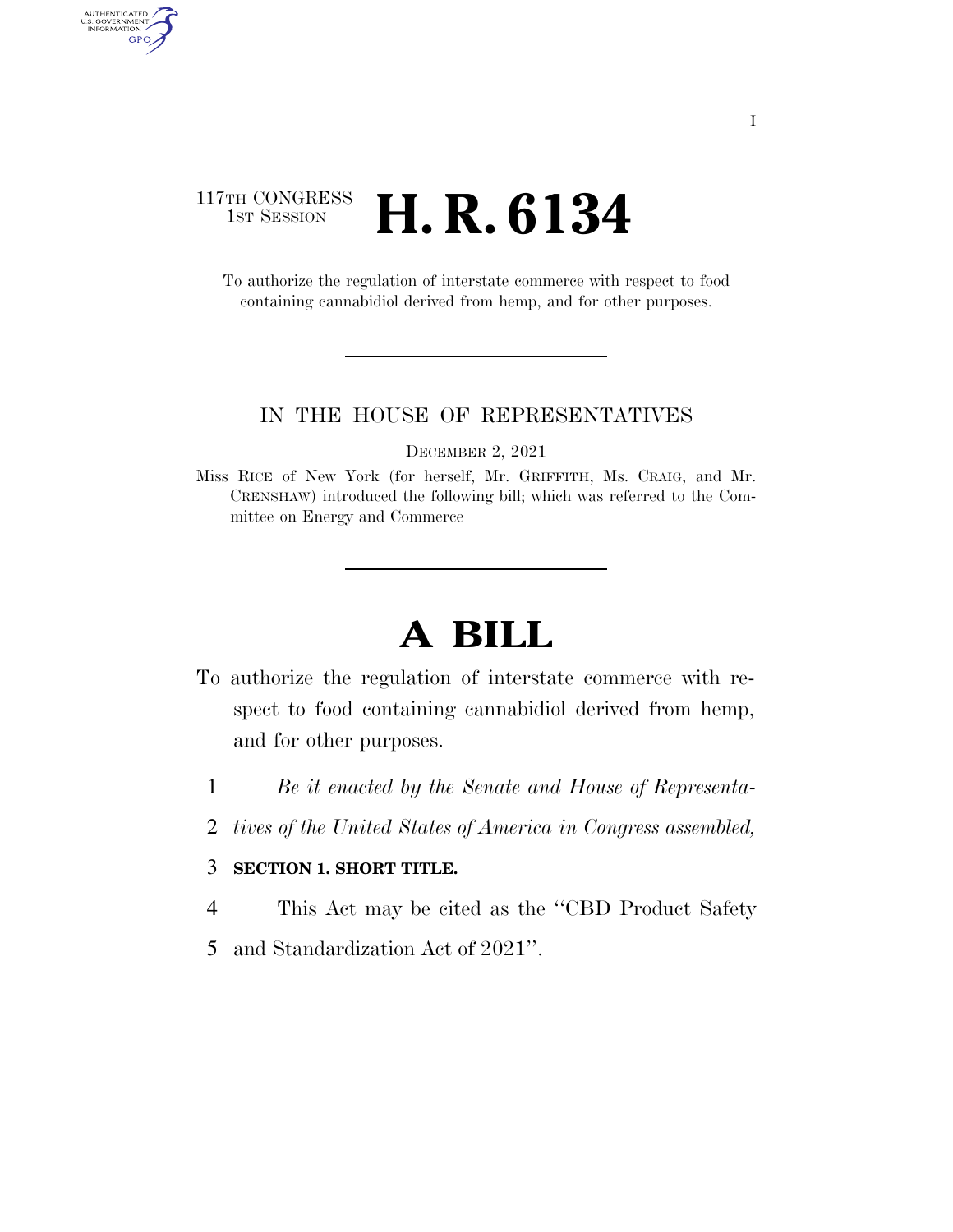117TH CONGRESS
1ST SESSION

# H. R. 6134

To authorize the regulation of interstate commerce with respect to food containing cannabidiol derived from hemp, and for other purposes.

IN THE HOUSE OF REPRESENTATIVES

DECEMBER 2, 2021

Miss RICE of New York (for herself, Mr. GRIFFITH, Ms. CRAIG, and Mr. CRENSHAW) introduced the following bill; which was referred to the Committee on Energy and Commerce

# A BILL

To authorize the regulation of interstate commerce with respect to food containing cannabidiol derived from hemp, and for other purposes.

1 *Be it enacted by the Senate and House of Representa-*
2 *tives of the United States of America in Congress assembled,*

3 **SECTION 1. SHORT TITLE.**

4 This Act may be cited as the ''CBD Product Safety
5 and Standardization Act of 2021''.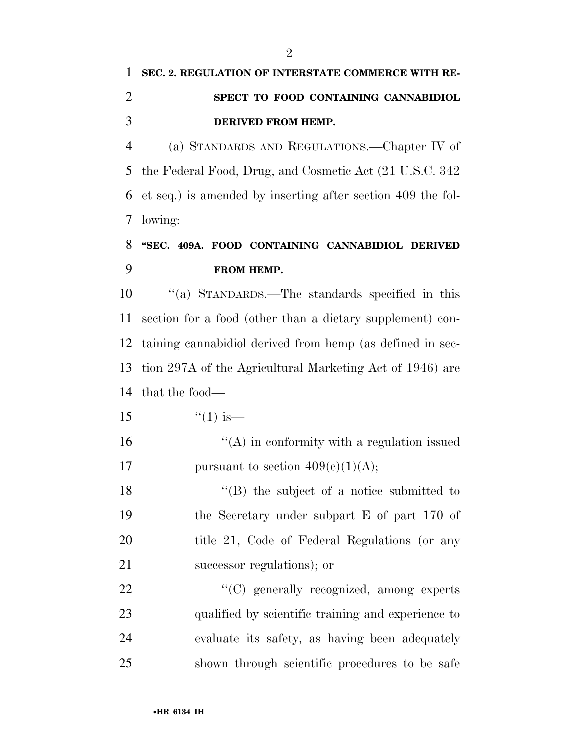**SEC. 2. REGULATION OF INTERSTATE COMMERCE WITH RESPECT TO FOOD CONTAINING CANNABIDIOL DERIVED FROM HEMP.**

(a) STANDARDS AND REGULATIONS.—Chapter IV of the Federal Food, Drug, and Cosmetic Act (21 U.S.C. 342 et seq.) is amended by inserting after section 409 the following:

**"SEC. 409A. FOOD CONTAINING CANNABIDIOL DERIVED FROM HEMP.**

"(a) STANDARDS.—The standards specified in this section for a food (other than a dietary supplement) containing cannabidiol derived from hemp (as defined in section 297A of the Agricultural Marketing Act of 1946) are that the food—

"(1) is—

"(A) in conformity with a regulation issued pursuant to section 409(c)(1)(A);

"(B) the subject of a notice submitted to the Secretary under subpart E of part 170 of title 21, Code of Federal Regulations (or any successor regulations); or

"(C) generally recognized, among experts qualified by scientific training and experience to evaluate its safety, as having been adequately shown through scientific procedures to be safe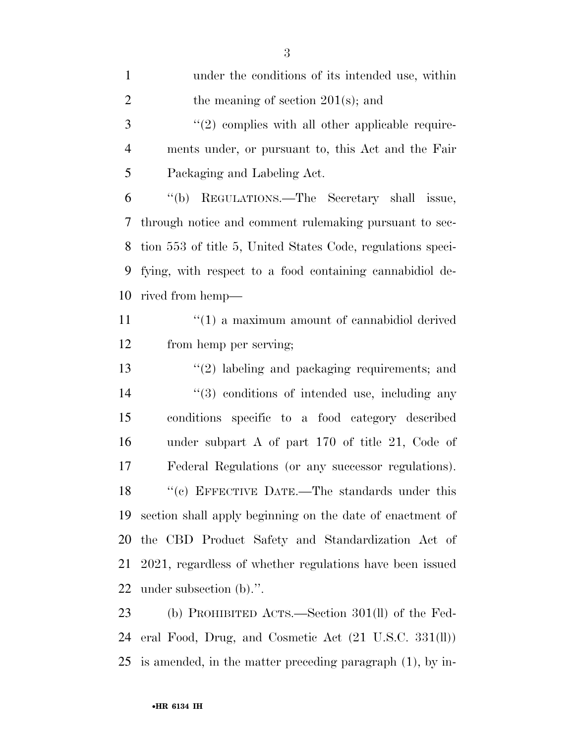under the conditions of its intended use, within the meaning of section 201(s); and

''(2) complies with all other applicable requirements under, or pursuant to, this Act and the Fair Packaging and Labeling Act.

''(b) REGULATIONS.—The Secretary shall issue, through notice and comment rulemaking pursuant to section 553 of title 5, United States Code, regulations specifying, with respect to a food containing cannabidiol derived from hemp—

''(1) a maximum amount of cannabidiol derived from hemp per serving;

''(2) labeling and packaging requirements; and

''(3) conditions of intended use, including any conditions specific to a food category described under subpart A of part 170 of title 21, Code of Federal Regulations (or any successor regulations).

''(c) EFFECTIVE DATE.—The standards under this section shall apply beginning on the date of enactment of the CBD Product Safety and Standardization Act of 2021, regardless of whether regulations have been issued under subsection (b).''.

(b) PROHIBITED ACTS.—Section 301(ll) of the Federal Food, Drug, and Cosmetic Act (21 U.S.C. 331(ll)) is amended, in the matter preceding paragraph (1), by in-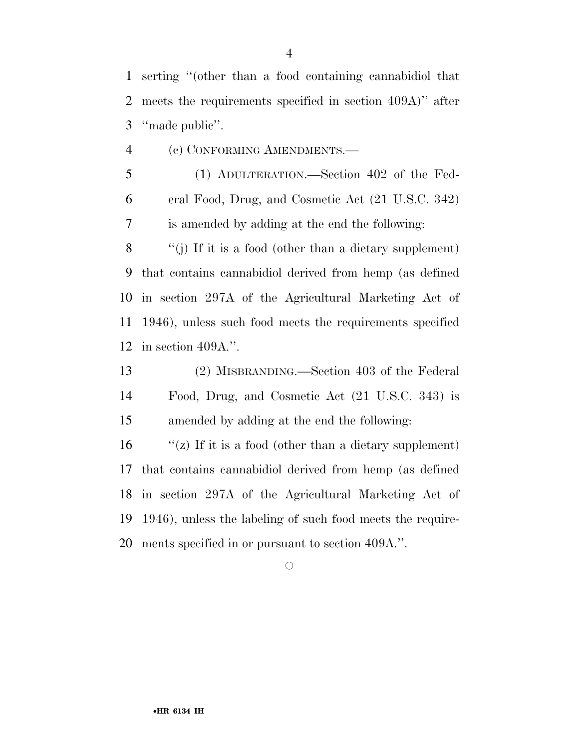serting "(other than a food containing cannabidiol that meets the requirements specified in section 409A)" after "made public".

(c) CONFORMING AMENDMENTS.—

(1) ADULTERATION.—Section 402 of the Federal Food, Drug, and Cosmetic Act (21 U.S.C. 342) is amended by adding at the end the following:

"(j) If it is a food (other than a dietary supplement) that contains cannabidiol derived from hemp (as defined in section 297A of the Agricultural Marketing Act of 1946), unless such food meets the requirements specified in section 409A.".

(2) MISBRANDING.—Section 403 of the Federal Food, Drug, and Cosmetic Act (21 U.S.C. 343) is amended by adding at the end the following:

"(z) If it is a food (other than a dietary supplement) that contains cannabidiol derived from hemp (as defined in section 297A of the Agricultural Marketing Act of 1946), unless the labeling of such food meets the requirements specified in or pursuant to section 409A.".

○